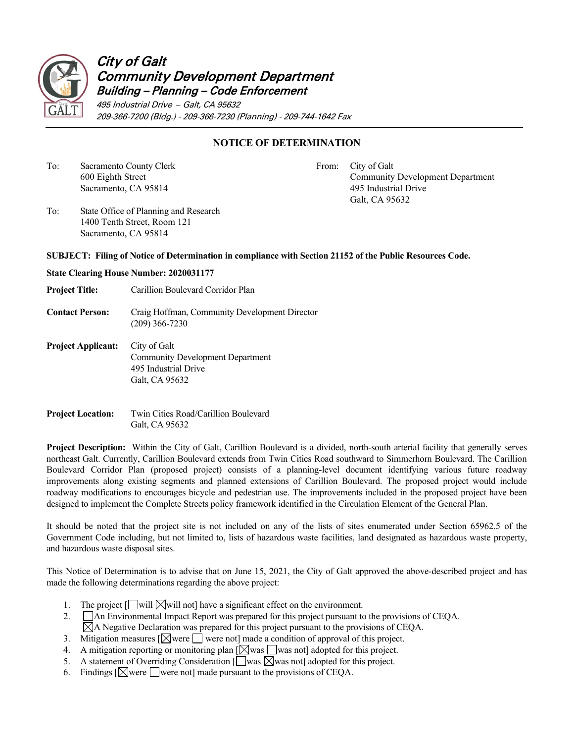# City of Galt
## Community Development Department
### Building – Planning – Code Enforcement

*495 Industrial Drive – Galt, CA 95632*
*209-366-7200 (Bldg.) - 209-366-7230 (Planning) - 209-744-1642 Fax*

---

**NOTICE OF DETERMINATION**

To: Sacramento County Clerk
600 Eighth Street
Sacramento, CA 95814

To: State Office of Planning and Research
1400 Tenth Street, Room 121
Sacramento, CA 95814

From: City of Galt
Community Development Department
495 Industrial Drive
Galt, CA 95632

**SUBJECT: Filing of Notice of Determination in compliance with Section 21152 of the Public Resources Code.**

**State Clearing House Number: 2020031177**

**Project Title:** Carillion Boulevard Corridor Plan

**Contact Person:** Craig Hoffman, Community Development Director
(209) 366-7230

**Project Applicant:** City of Galt
Community Development Department
495 Industrial Drive
Galt, CA 95632

**Project Location:** Twin Cities Road/Carillion Boulevard
Galt, CA 95632

**Project Description:** Within the City of Galt, Carillion Boulevard is a divided, north-south arterial facility that generally serves northeast Galt. Currently, Carillion Boulevard extends from Twin Cities Road southward to Simmerhorn Boulevard. The Carillion Boulevard Corridor Plan (proposed project) consists of a planning-level document identifying various future roadway improvements along existing segments and planned extensions of Carillion Boulevard. The proposed project would include roadway modifications to encourages bicycle and pedestrian use. The improvements included in the proposed project have been designed to implement the Complete Streets policy framework identified in the Circulation Element of the General Plan.

It should be noted that the project site is not included on any of the lists of sites enumerated under Section 65962.5 of the Government Code including, but not limited to, lists of hazardous waste facilities, land designated as hazardous waste property, and hazardous waste disposal sites.

This Notice of Determination is to advise that on June 15, 2021, the City of Galt approved the above-described project and has made the following determinations regarding the above project:

1. The project [☐ will ☒ will not] have a significant effect on the environment.
2. ☐ An Environmental Impact Report was prepared for this project pursuant to the provisions of CEQA.
   ☒ A Negative Declaration was prepared for this project pursuant to the provisions of CEQA.
3. Mitigation measures [☒ were ☐ were not] made a condition of approval of this project.
4. A mitigation reporting or monitoring plan [☒ was ☐ was not] adopted for this project.
5. A statement of Overriding Consideration [☐ was ☒ was not] adopted for this project.
6. Findings [☒ were ☐ were not] made pursuant to the provisions of CEQA.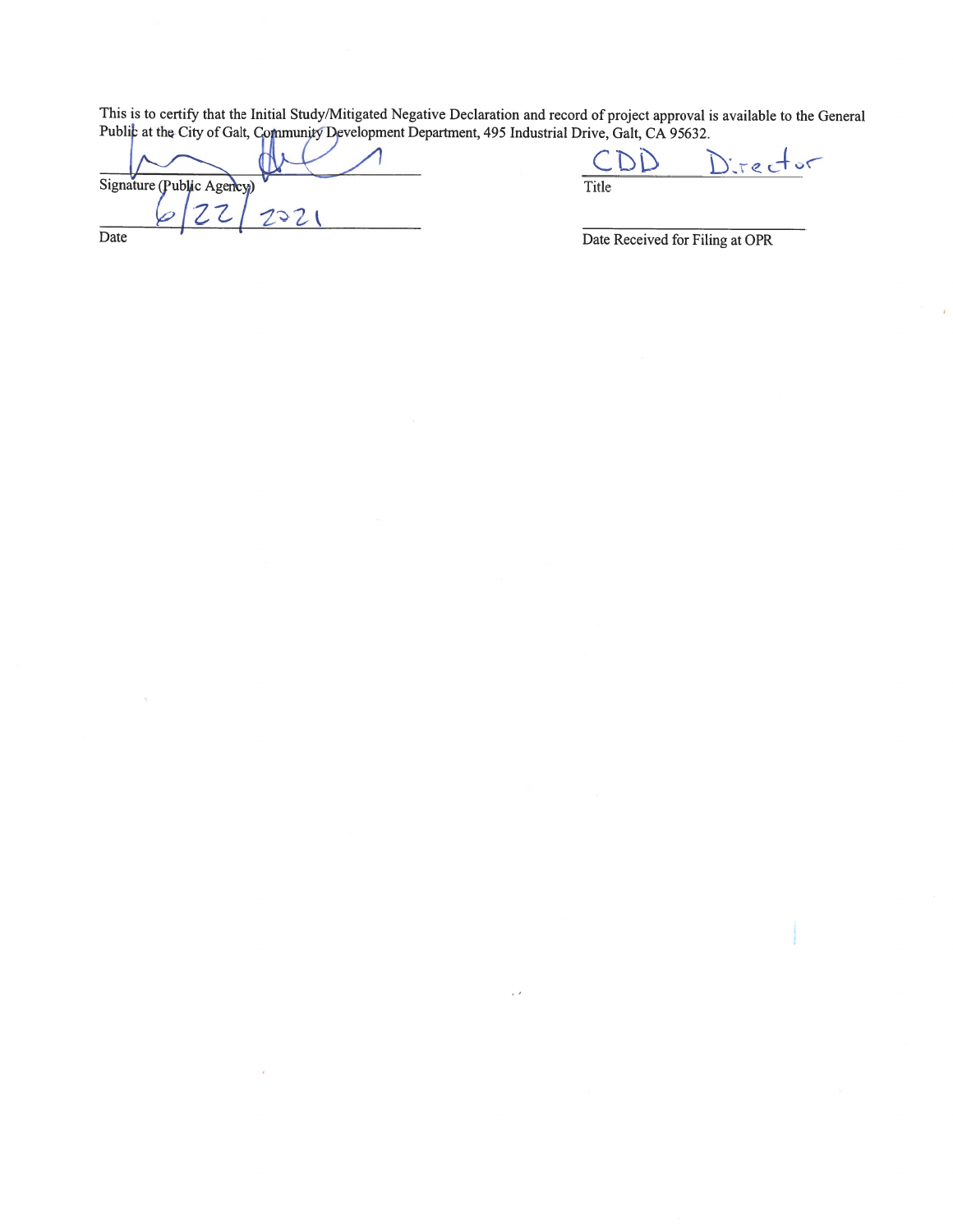This is to certify that the Initial Study/Mitigated Negative Declaration and record of project approval is available to the General Public at the City of Galt, Community Development Department, 495 Industrial Drive, Galt, CA 95632.

Signature (Public Agency) _______________

Title: CDD Director

Date: 6/22/2021

Date Received for Filing at OPR _______________